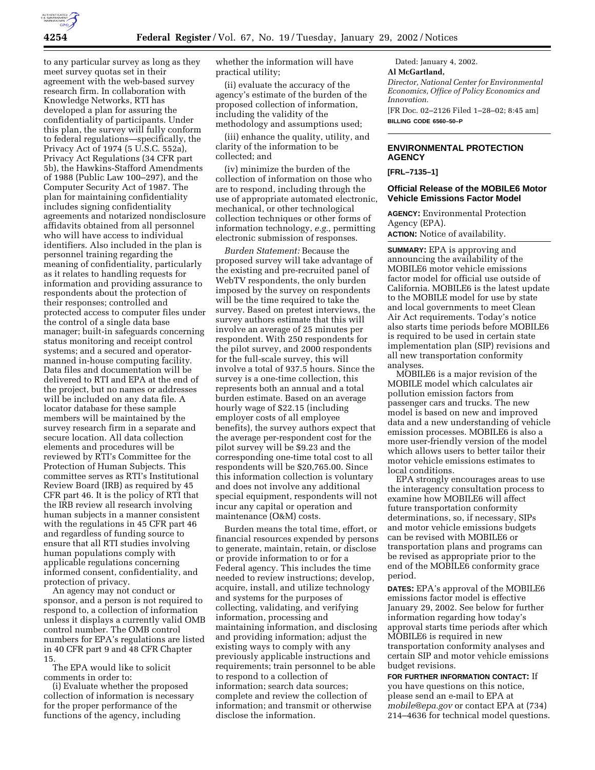to any particular survey as long as they meet survey quotas set in their agreement with the web-based survey research firm. In collaboration with Knowledge Networks, RTI has developed a plan for assuring the confidentiality of participants. Under this plan, the survey will fully conform to federal regulations—specifically, the Privacy Act of 1974 (5 U.S.C. 552a), Privacy Act Regulations (34 CFR part 5b), the Hawkins-Stafford Amendments of 1988 (Public Law 100–297), and the Computer Security Act of 1987. The plan for maintaining confidentiality includes signing confidentiality agreements and notarized nondisclosure affidavits obtained from all personnel who will have access to individual identifiers. Also included in the plan is personnel training regarding the meaning of confidentiality, particularly as it relates to handling requests for information and providing assurance to respondents about the protection of their responses; controlled and protected access to computer files under the control of a single data base manager; built-in safeguards concerning status monitoring and receipt control systems; and a secured and operator-manned in-house computing facility. Data files and documentation will be delivered to RTI and EPA at the end of the project, but no names or addresses will be included on any data file. A locator database for these sample members will be maintained by the survey research firm in a separate and secure location. All data collection elements and procedures will be reviewed by RTI's Committee for the Protection of Human Subjects. This committee serves as RTI's Institutional Review Board (IRB) as required by 45 CFR part 46. It is the policy of RTI that the IRB review all research involving human subjects in a manner consistent with the regulations in 45 CFR part 46 and regardless of funding source to ensure that all RTI studies involving human populations comply with applicable regulations concerning informed consent, confidentiality, and protection of privacy.

An agency may not conduct or sponsor, and a person is not required to respond to, a collection of information unless it displays a currently valid OMB control number. The OMB control numbers for EPA's regulations are listed in 40 CFR part 9 and 48 CFR Chapter 15.

The EPA would like to solicit comments in order to:

(i) Evaluate whether the proposed collection of information is necessary for the proper performance of the functions of the agency, including whether the information will have practical utility;

(ii) evaluate the accuracy of the agency's estimate of the burden of the proposed collection of information, including the validity of the methodology and assumptions used;

(iii) enhance the quality, utility, and clarity of the information to be collected; and

(iv) minimize the burden of the collection of information on those who are to respond, including through the use of appropriate automated electronic, mechanical, or other technological collection techniques or other forms of information technology, *e.g.*, permitting electronic submission of responses.

*Burden Statement:* Because the proposed survey will take advantage of the existing and pre-recruited panel of WebTV respondents, the only burden imposed by the survey on respondents will be the time required to take the survey. Based on pretest interviews, the survey authors estimate that this will involve an average of 25 minutes per respondent. With 250 respondents for the pilot survey, and 2000 respondents for the full-scale survey, this will involve a total of 937.5 hours. Since the survey is a one-time collection, this represents both an annual and a total burden estimate. Based on an average hourly wage of $22.15 (including employer costs of all employee benefits), the survey authors expect that the average per-respondent cost for the pilot survey will be $9.23 and the corresponding one-time total cost to all respondents will be $20,765.00. Since this information collection is voluntary and does not involve any additional special equipment, respondents will not incur any capital or operation and maintenance (O&M) costs.

Burden means the total time, effort, or financial resources expended by persons to generate, maintain, retain, or disclose or provide information to or for a Federal agency. This includes the time needed to review instructions; develop, acquire, install, and utilize technology and systems for the purposes of collecting, validating, and verifying information, processing and maintaining information, and disclosing and providing information; adjust the existing ways to comply with any previously applicable instructions and requirements; train personnel to be able to respond to a collection of information; search data sources; complete and review the collection of information; and transmit or otherwise disclose the information.

Dated: January 4, 2002.

**Al McGartland,**

*Director, National Center for Environmental Economics, Office of Policy Economics and Innovation.*

[FR Doc. 02–2126 Filed 1–28–02; 8:45 am]

**BILLING CODE 6560–50–P**

## ENVIRONMENTAL PROTECTION AGENCY

**[FRL–7135–1]**

### Official Release of the MOBILE6 Motor Vehicle Emissions Factor Model

**AGENCY:** Environmental Protection Agency (EPA).

**ACTION:** Notice of availability.

**SUMMARY:** EPA is approving and announcing the availability of the MOBILE6 motor vehicle emissions factor model for official use outside of California. MOBILE6 is the latest update to the MOBILE model for use by state and local governments to meet Clean Air Act requirements. Today's notice also starts time periods before MOBILE6 is required to be used in certain state implementation plan (SIP) revisions and all new transportation conformity analyses.

MOBILE6 is a major revision of the MOBILE model which calculates air pollution emission factors from passenger cars and trucks. The new model is based on new and improved data and a new understanding of vehicle emission processes. MOBILE6 is also a more user-friendly version of the model which allows users to better tailor their motor vehicle emissions estimates to local conditions.

EPA strongly encourages areas to use the interagency consultation process to examine how MOBILE6 will affect future transportation conformity determinations, so, if necessary, SIPs and motor vehicle emissions budgets can be revised with MOBILE6 or transportation plans and programs can be revised as appropriate prior to the end of the MOBILE6 conformity grace period.

**DATES:** EPA's approval of the MOBILE6 emissions factor model is effective January 29, 2002. See below for further information regarding how today's approval starts time periods after which MOBILE6 is required in new transportation conformity analyses and certain SIP and motor vehicle emissions budget revisions.

**FOR FURTHER INFORMATION CONTACT:** If you have questions on this notice, please send an e-mail to EPA at *mobile@epa.gov* or contact EPA at (734) 214–4636 for technical model questions.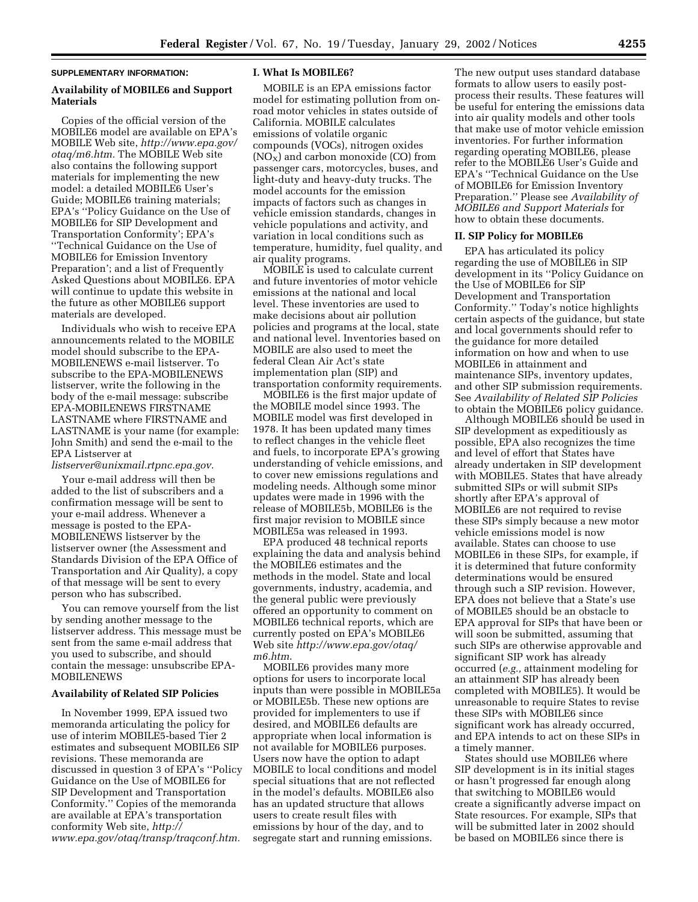**SUPPLEMENTARY INFORMATION:**

### Availability of MOBILE6 and Support Materials

Copies of the official version of the MOBILE6 model are available on EPA's MOBILE Web site, *http://www.epa.gov/otaq/m6.htm.* The MOBILE Web site also contains the following support materials for implementing the new model: a detailed MOBILE6 User's Guide; MOBILE6 training materials; EPA's ''Policy Guidance on the Use of MOBILE6 for SIP Development and Transportation Conformity''; EPA's ''Technical Guidance on the Use of MOBILE6 for Emission Inventory Preparation''; and a list of Frequently Asked Questions about MOBILE6. EPA will continue to update this website in the future as other MOBILE6 support materials are developed.

Individuals who wish to receive EPA announcements related to the MOBILE model should subscribe to the EPA-MOBILENEWS e-mail listserver. To subscribe to the EPA-MOBILENEWS listserver, write the following in the body of the e-mail message: subscribe EPA-MOBILENEWS FIRSTNAME LASTNAME where FIRSTNAME and LASTNAME is your name (for example: John Smith) and send the e-mail to the EPA Listserver at *listserver@unixmail.rtpnc.epa.gov.*

Your e-mail address will then be added to the list of subscribers and a confirmation message will be sent to your e-mail address. Whenever a message is posted to the EPA-MOBILENEWS listserver by the listserver owner (the Assessment and Standards Division of the EPA Office of Transportation and Air Quality), a copy of that message will be sent to every person who has subscribed.

You can remove yourself from the list by sending another message to the listserver address. This message must be sent from the same e-mail address that you used to subscribe, and should contain the message: unsubscribe EPA-MOBILENEWS

### Availability of Related SIP Policies

In November 1999, EPA issued two memoranda articulating the policy for use of interim MOBILE5-based Tier 2 estimates and subsequent MOBILE6 SIP revisions. These memoranda are discussed in question 3 of EPA's ''Policy Guidance on the Use of MOBILE6 for SIP Development and Transportation Conformity.'' Copies of the memoranda are available at EPA's transportation conformity Web site, *http://www.epa.gov/otaq/transp/traqconf.htm.*

### I. What Is MOBILE6?

MOBILE is an EPA emissions factor model for estimating pollution from on-road motor vehicles in states outside of California. MOBILE calculates emissions of volatile organic compounds (VOCs), nitrogen oxides ($NO_X$) and carbon monoxide (CO) from passenger cars, motorcycles, buses, and light-duty and heavy-duty trucks. The model accounts for the emission impacts of factors such as changes in vehicle emission standards, changes in vehicle populations and activity, and variation in local conditions such as temperature, humidity, fuel quality, and air quality programs.

MOBILE is used to calculate current and future inventories of motor vehicle emissions at the national and local level. These inventories are used to make decisions about air pollution policies and programs at the local, state and national level. Inventories based on MOBILE are also used to meet the federal Clean Air Act's state implementation plan (SIP) and transportation conformity requirements.

MOBILE6 is the first major update of the MOBILE model since 1993. The MOBILE model was first developed in 1978. It has been updated many times to reflect changes in the vehicle fleet and fuels, to incorporate EPA's growing understanding of vehicle emissions, and to cover new emissions regulations and modeling needs. Although some minor updates were made in 1996 with the release of MOBILE5b, MOBILE6 is the first major revision to MOBILE since MOBILE5a was released in 1993.

EPA produced 48 technical reports explaining the data and analysis behind the MOBILE6 estimates and the methods in the model. State and local governments, industry, academia, and the general public were previously offered an opportunity to comment on MOBILE6 technical reports, which are currently posted on EPA's MOBILE6 Web site *http://www.epa.gov/otaq/m6.htm.*

MOBILE6 provides many more options for users to incorporate local inputs than were possible in MOBILE5a or MOBILE5b. These new options are provided for implementers to use if desired, and MOBILE6 defaults are appropriate when local information is not available for MOBILE6 purposes. Users now have the option to adapt MOBILE to local conditions and model special situations that are not reflected in the model's defaults. MOBILE6 also has an updated structure that allows users to create result files with emissions by hour of the day, and to segregate start and running emissions. The new output uses standard database formats to allow users to easily post-process their results. These features will be useful for entering the emissions data into air quality models and other tools that make use of motor vehicle emission inventories. For further information regarding operating MOBILE6, please refer to the MOBILE6 User's Guide and EPA's ''Technical Guidance on the Use of MOBILE6 for Emission Inventory Preparation.'' Please see *Availability of MOBILE6 and Support Materials* for how to obtain these documents.

### II. SIP Policy for MOBILE6

EPA has articulated its policy regarding the use of MOBILE6 in SIP development in its ''Policy Guidance on the Use of MOBILE6 for SIP Development and Transportation Conformity.'' Today's notice highlights certain aspects of the guidance, but state and local governments should refer to the guidance for more detailed information on how and when to use MOBILE6 in attainment and maintenance SIPs, inventory updates, and other SIP submission requirements. See *Availability of Related SIP Policies* to obtain the MOBILE6 policy guidance.

Although MOBILE6 should be used in SIP development as expeditiously as possible, EPA also recognizes the time and level of effort that States have already undertaken in SIP development with MOBILE5. States that have already submitted SIPs or will submit SIPs shortly after EPA's approval of MOBILE6 are not required to revise these SIPs simply because a new motor vehicle emissions model is now available. States can choose to use MOBILE6 in these SIPs, for example, if it is determined that future conformity determinations would be ensured through such a SIP revision. However, EPA does not believe that a State's use of MOBILE5 should be an obstacle to EPA approval for SIPs that have been or will soon be submitted, assuming that such SIPs are otherwise approvable and significant SIP work has already occurred (*e.g.,* attainment modeling for an attainment SIP has already been completed with MOBILE5). It would be unreasonable to require States to revise these SIPs with MOBILE6 since significant work has already occurred, and EPA intends to act on these SIPs in a timely manner.

States should use MOBILE6 where SIP development is in its initial stages or hasn't progressed far enough along that switching to MOBILE6 would create a significantly adverse impact on State resources. For example, SIPs that will be submitted later in 2002 should be based on MOBILE6 since there is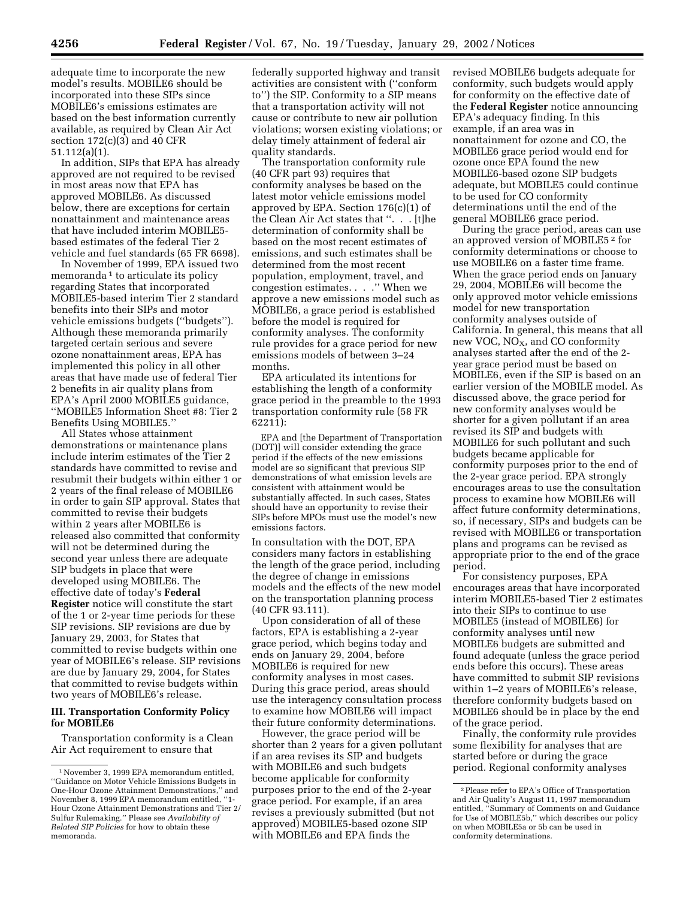adequate time to incorporate the new model's results. MOBILE6 should be incorporated into these SIPs since MOBILE6's emissions estimates are based on the best information currently available, as required by Clean Air Act section 172(c)(3) and 40 CFR 51.112(a)(1).

In addition, SIPs that EPA has already approved are not required to be revised in most areas now that EPA has approved MOBILE6. As discussed below, there are exceptions for certain nonattainment and maintenance areas that have included interim MOBILE5-based estimates of the federal Tier 2 vehicle and fuel standards (65 FR 6698).

In November of 1999, EPA issued two memoranda [1] to articulate its policy regarding States that incorporated MOBILE5-based interim Tier 2 standard benefits into their SIPs and motor vehicle emissions budgets (''budgets''). Although these memoranda primarily targeted certain serious and severe ozone nonattainment areas, EPA has implemented this policy in all other areas that have made use of federal Tier 2 benefits in air quality plans from EPA's April 2000 MOBILE5 guidance, ''MOBILE5 Information Sheet #8: Tier 2 Benefits Using MOBILE5.''

All States whose attainment demonstrations or maintenance plans include interim estimates of the Tier 2 standards have committed to revise and resubmit their budgets within either 1 or 2 years of the final release of MOBILE6 in order to gain SIP approval. States that committed to revise their budgets within 2 years after MOBILE6 is released also committed that conformity will not be determined during the second year unless there are adequate SIP budgets in place that were developed using MOBILE6. The effective date of today's **Federal Register** notice will constitute the start of the 1 or 2-year time periods for these SIP revisions. SIP revisions are due by January 29, 2003, for States that committed to revise budgets within one year of MOBILE6's release. SIP revisions are due by January 29, 2004, for States that committed to revise budgets within two years of MOBILE6's release.

### III. Transportation Conformity Policy for MOBILE6

Transportation conformity is a Clean Air Act requirement to ensure that federally supported highway and transit activities are consistent with (''conform to'') the SIP. Conformity to a SIP means that a transportation activity will not cause or contribute to new air pollution violations; worsen existing violations; or delay timely attainment of federal air quality standards.

The transportation conformity rule (40 CFR part 93) requires that conformity analyses be based on the latest motor vehicle emissions model approved by EPA. Section 176(c)(1) of the Clean Air Act states that ''. . . [t]he determination of conformity shall be based on the most recent estimates of emissions, and such estimates shall be determined from the most recent population, employment, travel, and congestion estimates. . . .'' When we approve a new emissions model such as MOBILE6, a grace period is established before the model is required for conformity analyses. The conformity rule provides for a grace period for new emissions models of between 3–24 months.

EPA articulated its intentions for establishing the length of a conformity grace period in the preamble to the 1993 transportation conformity rule (58 FR 62211):

> EPA and [the Department of Transportation (DOT)] will consider extending the grace period if the effects of the new emissions model are so significant that previous SIP demonstrations of what emission levels are consistent with attainment would be substantially affected. In such cases, States should have an opportunity to revise their SIPs before MPOs must use the model's new emissions factors.

In consultation with the DOT, EPA considers many factors in establishing the length of the grace period, including the degree of change in emissions models and the effects of the new model on the transportation planning process (40 CFR 93.111).

Upon consideration of all of these factors, EPA is establishing a 2-year grace period, which begins today and ends on January 29, 2004, before MOBILE6 is required for new conformity analyses in most cases. During this grace period, areas should use the interagency consultation process to examine how MOBILE6 will impact their future conformity determinations.

However, the grace period will be shorter than 2 years for a given pollutant if an area revises its SIP and budgets with MOBILE6 and such budgets become applicable for conformity purposes prior to the end of the 2-year grace period. For example, if an area revises a previously submitted (but not approved) MOBILE5-based ozone SIP with MOBILE6 and EPA finds the revised MOBILE6 budgets adequate for conformity, such budgets would apply for conformity on the effective date of the **Federal Register** notice announcing EPA's adequacy finding. In this example, if an area was in nonattainment for ozone and CO, the MOBILE6 grace period would end for ozone once EPA found the new MOBILE6-based ozone SIP budgets adequate, but MOBILE5 could continue to be used for CO conformity determinations until the end of the general MOBILE6 grace period.

During the grace period, areas can use an approved version of MOBILE5 [2] for conformity determinations or choose to use MOBILE6 on a faster time frame. When the grace period ends on January 29, 2004, MOBILE6 will become the only approved motor vehicle emissions model for new transportation conformity analyses outside of California. In general, this means that all new VOC, $NO_X$, and CO conformity analyses started after the end of the 2-year grace period must be based on MOBILE6, even if the SIP is based on an earlier version of the MOBILE model. As discussed above, the grace period for new conformity analyses would be shorter for a given pollutant if an area revised its SIP and budgets with MOBILE6 for such pollutant and such budgets became applicable for conformity purposes prior to the end of the 2-year grace period. EPA strongly encourages areas to use the consultation process to examine how MOBILE6 will affect future conformity determinations, so, if necessary, SIPs and budgets can be revised with MOBILE6 or transportation plans and programs can be revised as appropriate prior to the end of the grace period.

For consistency purposes, EPA encourages areas that have incorporated interim MOBILE5-based Tier 2 estimates into their SIPs to continue to use MOBILE5 (instead of MOBILE6) for conformity analyses until new MOBILE6 budgets are submitted and found adequate (unless the grace period ends before this occurs). These areas have committed to submit SIP revisions within 1–2 years of MOBILE6's release, therefore conformity budgets based on MOBILE6 should be in place by the end of the grace period.

Finally, the conformity rule provides some flexibility for analyses that are started before or during the grace period. Regional conformity analyses

---

[1] November 3, 1999 EPA memorandum entitled, ''Guidance on Motor Vehicle Emissions Budgets in One-Hour Ozone Attainment Demonstrations,'' and November 8, 1999 EPA memorandum entitled, ''1-Hour Ozone Attainment Demonstrations and Tier 2/Sulfur Rulemaking.'' Please see *Availability of Related SIP Policies* for how to obtain these memoranda.

[2] Please refer to EPA's Office of Transportation and Air Quality's August 11, 1997 memorandum entitled, ''Summary of Comments on and Guidance for Use of MOBILE5b,'' which describes our policy on when MOBILE5a or 5b can be used in conformity determinations.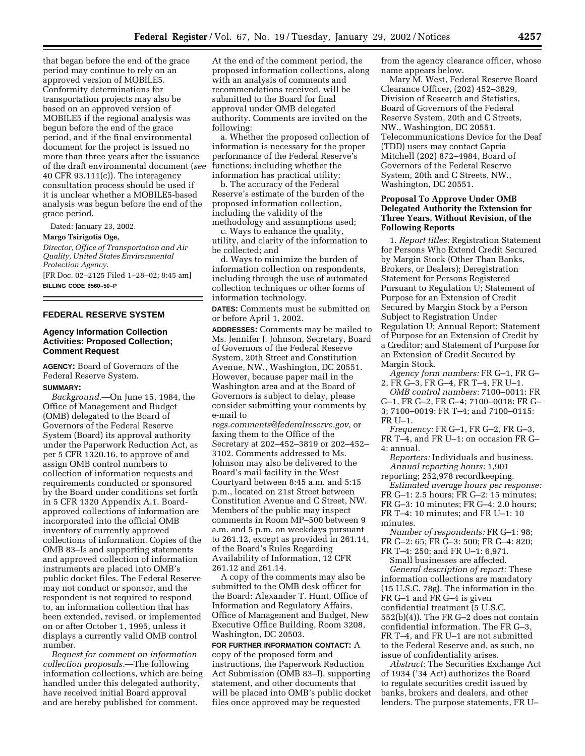that began before the end of the grace period may continue to rely on an approved version of MOBILE5. Conformity determinations for transportation projects may also be based on an approved version of MOBILE5 if the regional analysis was begun before the end of the grace period, and if the final environmental document for the project is issued no more than three years after the issuance of the draft environmental document (*see* 40 CFR 93.111(c)). The interagency consultation process should be used if it is unclear whether a MOBILE5-based analysis was begun before the end of the grace period.

Dated: January 23, 2002.

**Margo Tsirigotis Oge,**

*Director, Office of Transportation and Air Quality, United States Environmental Protection Agency.*

[FR Doc. 02–2125 Filed 1–28–02; 8:45 am]

**BILLING CODE 6560–50–P**

## FEDERAL RESERVE SYSTEM

### Agency Information Collection Activities: Proposed Collection; Comment Request

**AGENCY:** Board of Governors of the Federal Reserve System.

**SUMMARY:**

*Background.*—On June 15, 1984, the Office of Management and Budget (OMB) delegated to the Board of Governors of the Federal Reserve System (Board) its approval authority under the Paperwork Reduction Act, as per 5 CFR 1320.16, to approve of and assign OMB control numbers to collection of information requests and requirements conducted or sponsored by the Board under conditions set forth in 5 CFR 1320 Appendix A.1. Board-approved collections of information are incorporated into the official OMB inventory of currently approved collections of information. Copies of the OMB 83–Is and supporting statements and approved collection of information instruments are placed into OMB's public docket files. The Federal Reserve may not conduct or sponsor, and the respondent is not required to respond to, an information collection that has been extended, revised, or implemented on or after October 1, 1995, unless it displays a currently valid OMB control number.

*Request for comment on information collection proposals.*—The following information collections, which are being handled under this delegated authority, have received initial Board approval and are hereby published for comment. At the end of the comment period, the proposed information collections, along with an analysis of comments and recommendations received, will be submitted to the Board for final approval under OMB delegated authority. Comments are invited on the following:

a. Whether the proposed collection of information is necessary for the proper performance of the Federal Reserve's functions; including whether the information has practical utility;

b. The accuracy of the Federal Reserve's estimate of the burden of the proposed information collection, including the validity of the methodology and assumptions used;

c. Ways to enhance the quality, utility, and clarity of the information to be collected; and

d. Ways to minimize the burden of information collection on respondents, including through the use of automated collection techniques or other forms of information technology.

**DATES:** Comments must be submitted on or before April 1, 2002.

**ADDRESSES:** Comments may be mailed to Ms. Jennifer J. Johnson, Secretary, Board of Governors of the Federal Reserve System, 20th Street and Constitution Avenue, NW., Washington, DC 20551. However, because paper mail in the Washington area and at the Board of Governors is subject to delay, please consider submitting your comments by e-mail to *regs.comments@federalreserve.gov*, or faxing them to the Office of the Secretary at 202–452–3819 or 202–452–3102. Comments addressed to Ms. Johnson may also be delivered to the Board's mail facility in the West Courtyard between 8:45 a.m. and 5:15 p.m., located on 21st Street between Constitution Avenue and C Street, NW. Members of the public may inspect comments in Room MP–500 between 9 a.m. and 5 p.m. on weekdays pursuant to 261.12, except as provided in 261.14, of the Board's Rules Regarding Availability of Information, 12 CFR 261.12 and 261.14.

A copy of the comments may also be submitted to the OMB desk officer for the Board: Alexander T. Hunt, Office of Information and Regulatory Affairs, Office of Management and Budget, New Executive Office Building, Room 3208, Washington, DC 20503.

**FOR FURTHER INFORMATION CONTACT:** A copy of the proposed form and instructions, the Paperwork Reduction Act Submission (OMB 83–I), supporting statement, and other documents that will be placed into OMB's public docket files once approved may be requested from the agency clearance officer, whose name appears below.

Mary M. West, Federal Reserve Board Clearance Officer, (202) 452–3829, Division of Research and Statistics, Board of Governors of the Federal Reserve System, 20th and C Streets, NW., Washington, DC 20551. Telecommunications Device for the Deaf (TDD) users may contact Capria Mitchell (202) 872–4984, Board of Governors of the Federal Reserve System, 20th and C Streets, NW., Washington, DC 20551.

### Proposal To Approve Under OMB Delegated Authority the Extension for Three Years, Without Revision, of the Following Reports

1. *Report titles:* Registration Statement for Persons Who Extend Credit Secured by Margin Stock (Other Than Banks, Brokers, or Dealers); Deregistration Statement for Persons Registered Pursuant to Regulation U; Statement of Purpose for an Extension of Credit Secured by Margin Stock by a Person Subject to Registration Under Regulation U; Annual Report; Statement of Purpose for an Extension of Credit by a Creditor; and Statement of Purpose for an Extension of Credit Secured by Margin Stock.

*Agency form numbers:* FR G–1, FR G–2, FR G–3, FR G–4, FR T–4, FR U–1.

*OMB control numbers:* 7100–0011: FR G–1, FR G–2, FR G–4; 7100–0018: FR G–3; 7100–0019: FR T–4; and 7100–0115: FR U–1.

*Frequency:* FR G–1, FR G–2, FR G–3, FR T–4, and FR U–1: on occasion FR G–4: annual.

*Reporters:* Individuals and business.

*Annual reporting hours:* 1,901 reporting; 252,978 recordkeeping.

*Estimated average hours per response:* FR G–1: 2.5 hours; FR G–2: 15 minutes; FR G–3: 10 minutes; FR G–4: 2.0 hours; FR T–4: 10 minutes; and FR U–1: 10 minutes.

*Number of respondents:* FR G–1: 98; FR G–2: 65; FR G–3: 500; FR G–4: 820; FR T–4: 250; and FR U–1: 6,971.

Small businesses are affected.

*General description of report:* These information collections are mandatory (15 U.S.C. 78g). The information in the FR G–1 and FR G–4 is given confidential treatment (5 U.S.C. 552(b)(4)). The FR G–2 does not contain confidential information. The FR G–3, FR T–4, and FR U–1 are not submitted to the Federal Reserve and, as such, no issue of confidentiality arises.

*Abstract:* The Securities Exchange Act of 1934 ('34 Act) authorizes the Board to regulate securities credit issued by banks, brokers and dealers, and other lenders. The purpose statements, FR U–